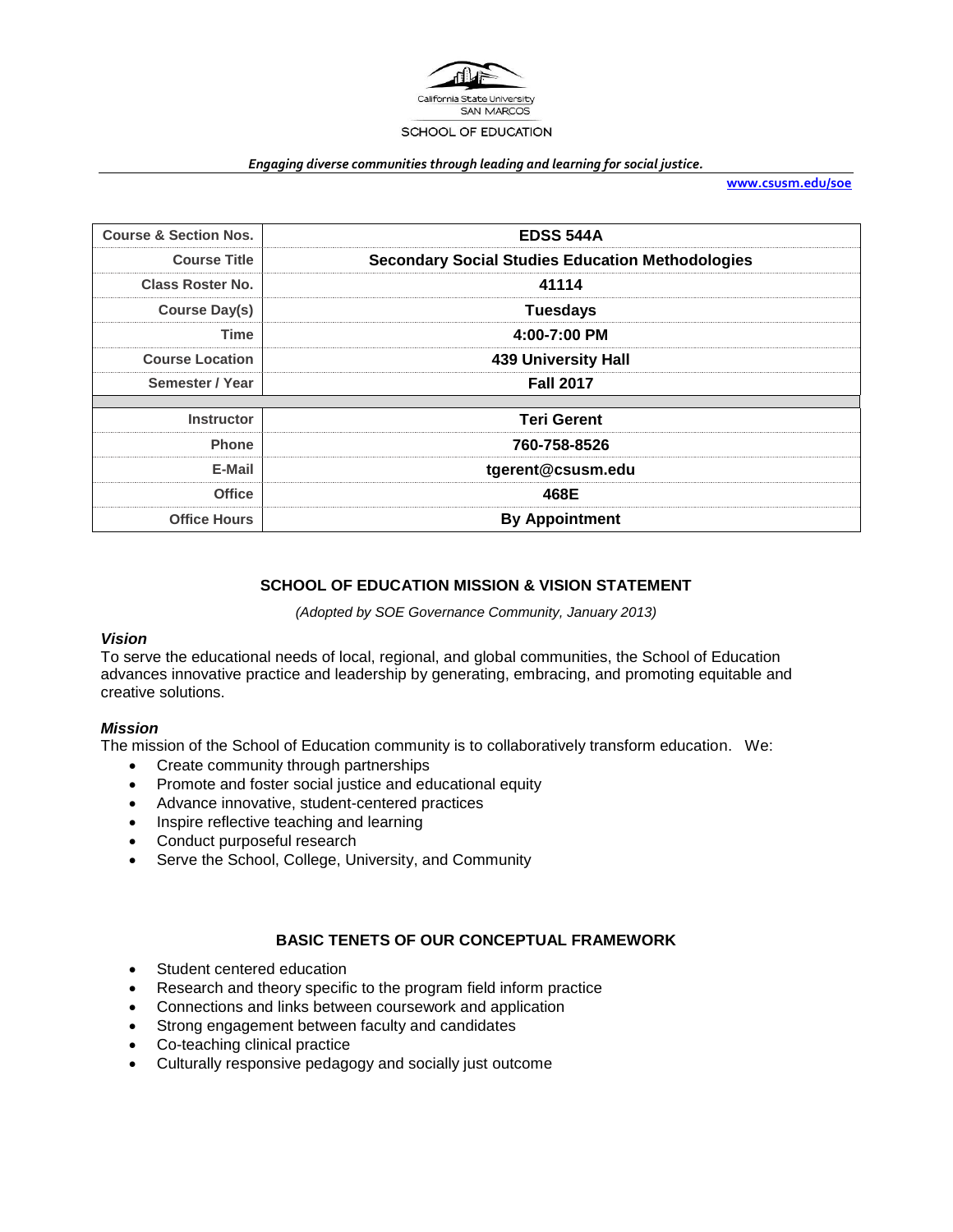California State University SAN MARCOS

SCHOOL OF EDUCATION

***Engaging diverse communities through leading and learning for social justice.***

**www.csusm.edu/soe**

| Course & Section Nos. | EDSS 544A |
|---|---|
| Course Title | Secondary Social Studies Education Methodologies |
| Class Roster No. | 41114 |
| Course Day(s) | Tuesdays |
| Time | 4:00-7:00 PM |
| Course Location | 439 University Hall |
| Semester / Year | Fall 2017 |
| | |
| Instructor | Teri Gerent |
| Phone | 760-758-8526 |
| E-Mail | tgerent@csusm.edu |
| Office | 468E |
| Office Hours | By Appointment |

## SCHOOL OF EDUCATION MISSION & VISION STATEMENT

*(Adopted by SOE Governance Community, January 2013)*

### *Vision*

To serve the educational needs of local, regional, and global communities, the School of Education advances innovative practice and leadership by generating, embracing, and promoting equitable and creative solutions.

### *Mission*

The mission of the School of Education community is to collaboratively transform education. We:

- Create community through partnerships
- Promote and foster social justice and educational equity
- Advance innovative, student-centered practices
- Inspire reflective teaching and learning
- Conduct purposeful research
- Serve the School, College, University, and Community

## BASIC TENETS OF OUR CONCEPTUAL FRAMEWORK

- Student centered education
- Research and theory specific to the program field inform practice
- Connections and links between coursework and application
- Strong engagement between faculty and candidates
- Co-teaching clinical practice
- Culturally responsive pedagogy and socially just outcome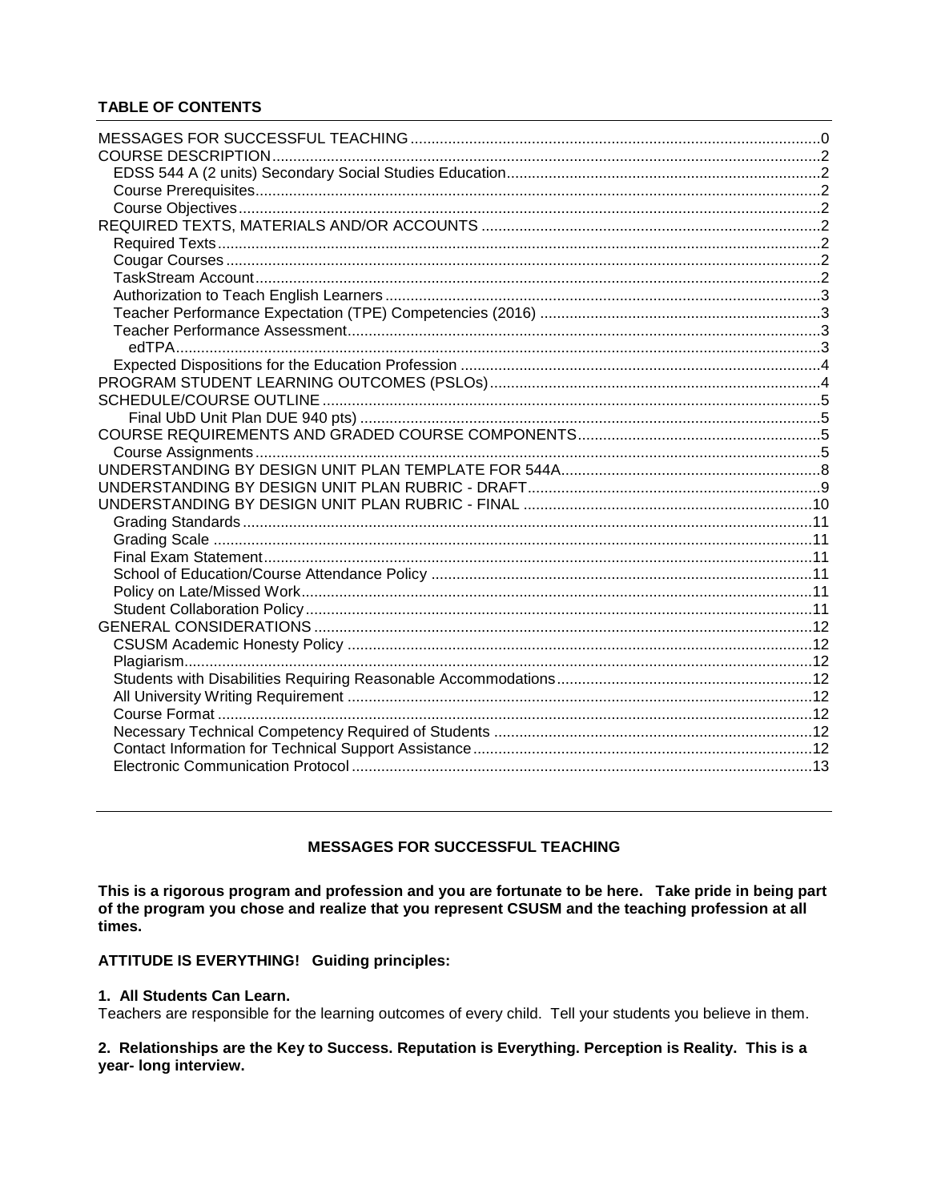## TABLE OF CONTENTS

- MESSAGES FOR SUCCESSFUL TEACHING ..... 0
- COURSE DESCRIPTION ..... 2
  - EDSS 544 A (2 units) Secondary Social Studies Education ..... 2
  - Course Prerequisites ..... 2
  - Course Objectives ..... 2
- REQUIRED TEXTS, MATERIALS AND/OR ACCOUNTS ..... 2
  - Required Texts ..... 2
  - Cougar Courses ..... 2
  - TaskStream Account ..... 2
  - Authorization to Teach English Learners ..... 3
  - Teacher Performance Expectation (TPE) Competencies (2016) ..... 3
  - Teacher Performance Assessment ..... 3
    - edTPA ..... 3
  - Expected Dispositions for the Education Profession ..... 4
- PROGRAM STUDENT LEARNING OUTCOMES (PSLOs) ..... 4
- SCHEDULE/COURSE OUTLINE ..... 5
    - Final UbD Unit Plan DUE 940 pts) ..... 5
- COURSE REQUIREMENTS AND GRADED COURSE COMPONENTS ..... 5
  - Course Assignments ..... 5
- UNDERSTANDING BY DESIGN UNIT PLAN TEMPLATE FOR 544A ..... 8
- UNDERSTANDING BY DESIGN UNIT PLAN RUBRIC - DRAFT ..... 9
- UNDERSTANDING BY DESIGN UNIT PLAN RUBRIC - FINAL ..... 10
  - Grading Standards ..... 11
  - Grading Scale ..... 11
  - Final Exam Statement ..... 11
  - School of Education/Course Attendance Policy ..... 11
  - Policy on Late/Missed Work ..... 11
  - Student Collaboration Policy ..... 11
- GENERAL CONSIDERATIONS ..... 12
  - CSUSM Academic Honesty Policy ..... 12
  - Plagiarism ..... 12
  - Students with Disabilities Requiring Reasonable Accommodations ..... 12
  - All University Writing Requirement ..... 12
  - Course Format ..... 12
  - Necessary Technical Competency Required of Students ..... 12
  - Contact Information for Technical Support Assistance ..... 12
  - Electronic Communication Protocol ..... 13

---

## MESSAGES FOR SUCCESSFUL TEACHING

**This is a rigorous program and profession and you are fortunate to be here. Take pride in being part of the program you chose and realize that you represent CSUSM and the teaching profession at all times.**

**ATTITUDE IS EVERYTHING! Guiding principles:**

**1. All Students Can Learn.**
Teachers are responsible for the learning outcomes of every child. Tell your students you believe in them.

**2. Relationships are the Key to Success. Reputation is Everything. Perception is Reality. This is a year- long interview.**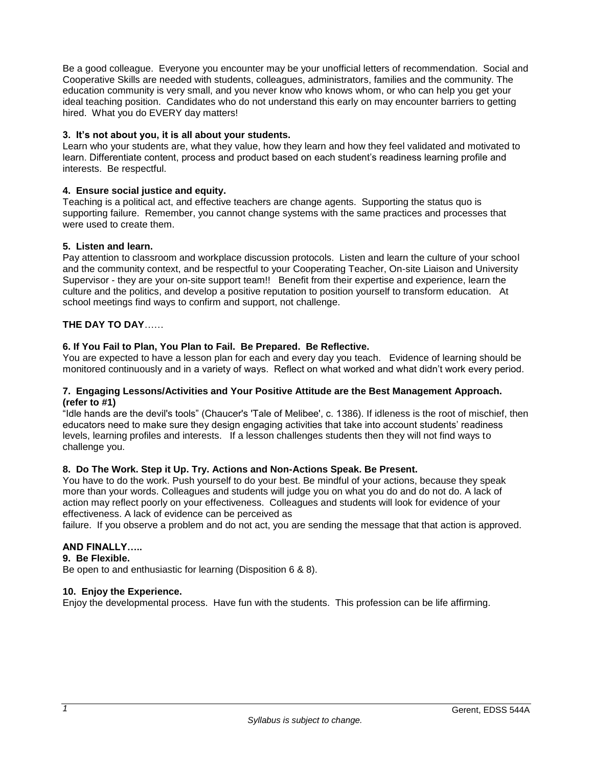Be a good colleague. Everyone you encounter may be your unofficial letters of recommendation. Social and Cooperative Skills are needed with students, colleagues, administrators, families and the community. The education community is very small, and you never know who knows whom, or who can help you get your ideal teaching position. Candidates who do not understand this early on may encounter barriers to getting hired. What you do EVERY day matters!

**3. It's not about you, it is all about your students.**
Learn who your students are, what they value, how they learn and how they feel validated and motivated to learn. Differentiate content, process and product based on each student's readiness learning profile and interests. Be respectful.

**4. Ensure social justice and equity.**
Teaching is a political act, and effective teachers are change agents. Supporting the status quo is supporting failure. Remember, you cannot change systems with the same practices and processes that were used to create them.

**5. Listen and learn.**
Pay attention to classroom and workplace discussion protocols. Listen and learn the culture of your school and the community context, and be respectful to your Cooperating Teacher, On-site Liaison and University Supervisor - they are your on-site support team!! Benefit from their expertise and experience, learn the culture and the politics, and develop a positive reputation to position yourself to transform education. At school meetings find ways to confirm and support, not challenge.

**THE DAY TO DAY**……

**6. If You Fail to Plan, You Plan to Fail. Be Prepared. Be Reflective.**
You are expected to have a lesson plan for each and every day you teach. Evidence of learning should be monitored continuously and in a variety of ways. Reflect on what worked and what didn't work every period.

**7. Engaging Lessons/Activities and Your Positive Attitude are the Best Management Approach. (refer to #1)**
"Idle hands are the devil's tools" (Chaucer's 'Tale of Melibee', c. 1386). If idleness is the root of mischief, then educators need to make sure they design engaging activities that take into account students' readiness levels, learning profiles and interests. If a lesson challenges students then they will not find ways to challenge you.

**8. Do The Work. Step it Up. Try. Actions and Non-Actions Speak. Be Present.**
You have to do the work. Push yourself to do your best. Be mindful of your actions, because they speak more than your words. Colleagues and students will judge you on what you do and do not do. A lack of action may reflect poorly on your effectiveness. Colleagues and students will look for evidence of your effectiveness. A lack of evidence can be perceived as failure. If you observe a problem and do not act, you are sending the message that that action is approved.

**AND FINALLY…..**

**9. Be Flexible.**
Be open to and enthusiastic for learning (Disposition 6 & 8).

**10. Enjoy the Experience.**
Enjoy the developmental process. Have fun with the students. This profession can be life affirming.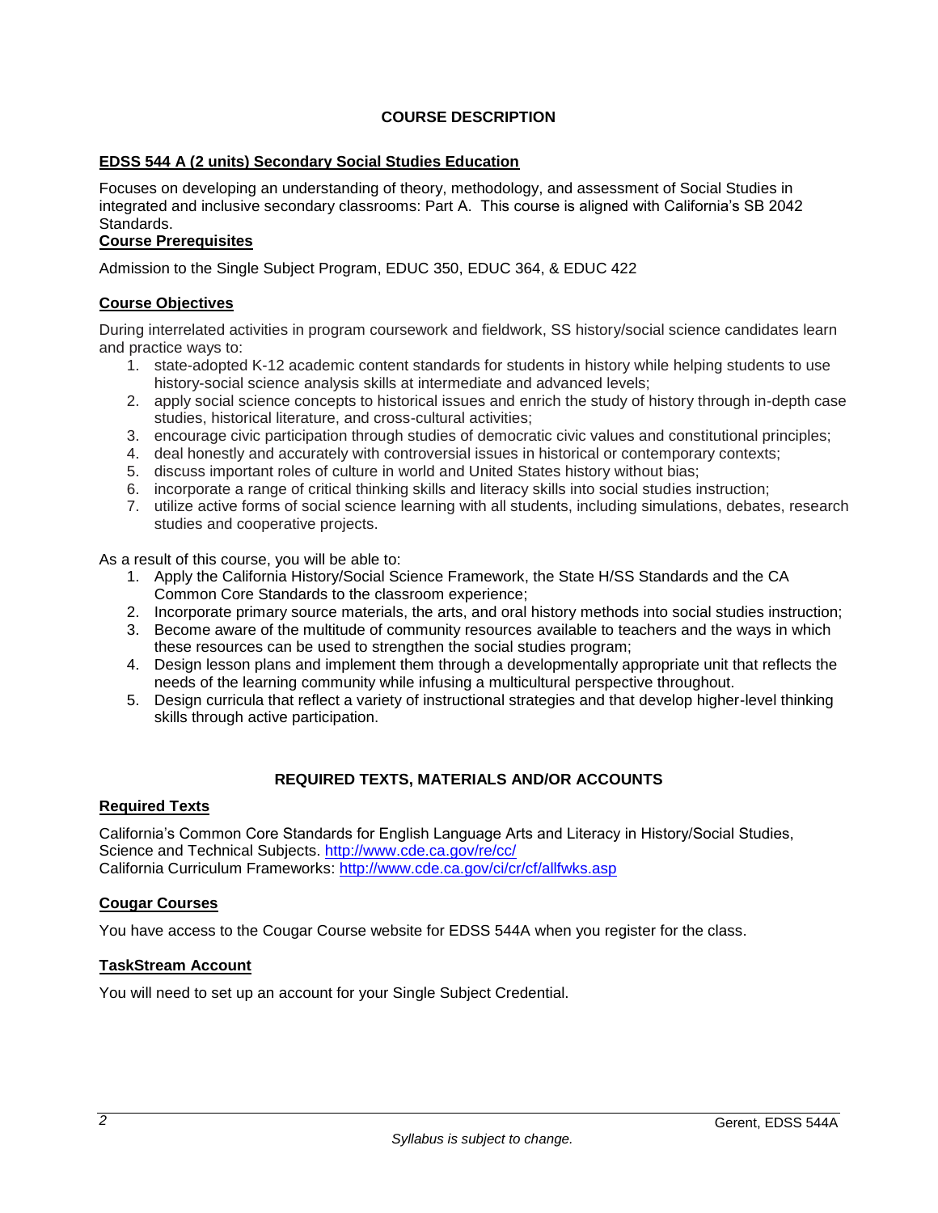## COURSE DESCRIPTION

### EDSS 544 A (2 units) Secondary Social Studies Education

Focuses on developing an understanding of theory, methodology, and assessment of Social Studies in integrated and inclusive secondary classrooms: Part A. This course is aligned with California's SB 2042 Standards.

### Course Prerequisites

Admission to the Single Subject Program, EDUC 350, EDUC 364, & EDUC 422

### Course Objectives

During interrelated activities in program coursework and fieldwork, SS history/social science candidates learn and practice ways to:

1. state-adopted K-12 academic content standards for students in history while helping students to use history-social science analysis skills at intermediate and advanced levels;
2. apply social science concepts to historical issues and enrich the study of history through in-depth case studies, historical literature, and cross-cultural activities;
3. encourage civic participation through studies of democratic civic values and constitutional principles;
4. deal honestly and accurately with controversial issues in historical or contemporary contexts;
5. discuss important roles of culture in world and United States history without bias;
6. incorporate a range of critical thinking skills and literacy skills into social studies instruction;
7. utilize active forms of social science learning with all students, including simulations, debates, research studies and cooperative projects.

As a result of this course, you will be able to:

1. Apply the California History/Social Science Framework, the State H/SS Standards and the CA Common Core Standards to the classroom experience;
2. Incorporate primary source materials, the arts, and oral history methods into social studies instruction;
3. Become aware of the multitude of community resources available to teachers and the ways in which these resources can be used to strengthen the social studies program;
4. Design lesson plans and implement them through a developmentally appropriate unit that reflects the needs of the learning community while infusing a multicultural perspective throughout.
5. Design curricula that reflect a variety of instructional strategies and that develop higher-level thinking skills through active participation.

## REQUIRED TEXTS, MATERIALS AND/OR ACCOUNTS

### Required Texts

California's Common Core Standards for English Language Arts and Literacy in History/Social Studies, Science and Technical Subjects. http://www.cde.ca.gov/re/cc/
California Curriculum Frameworks: http://www.cde.ca.gov/ci/cr/cf/allfwks.asp

### Cougar Courses

You have access to the Cougar Course website for EDSS 544A when you register for the class.

### TaskStream Account

You will need to set up an account for your Single Subject Credential.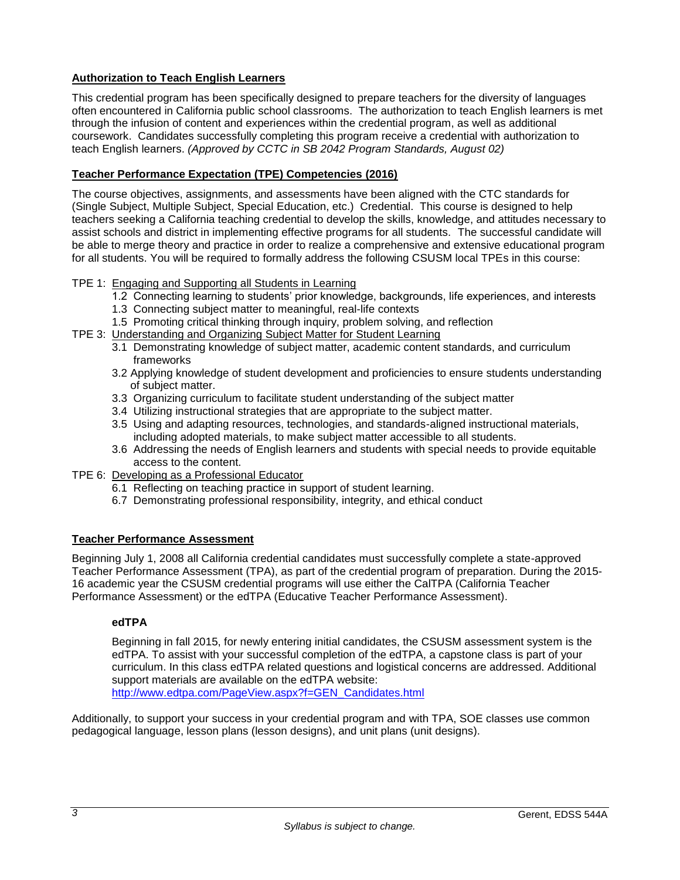## Authorization to Teach English Learners

This credential program has been specifically designed to prepare teachers for the diversity of languages often encountered in California public school classrooms. The authorization to teach English learners is met through the infusion of content and experiences within the credential program, as well as additional coursework. Candidates successfully completing this program receive a credential with authorization to teach English learners. *(Approved by CCTC in SB 2042 Program Standards, August 02)*

## Teacher Performance Expectation (TPE) Competencies (2016)

The course objectives, assignments, and assessments have been aligned with the CTC standards for (Single Subject, Multiple Subject, Special Education, etc.) Credential. This course is designed to help teachers seeking a California teaching credential to develop the skills, knowledge, and attitudes necessary to assist schools and district in implementing effective programs for all students. The successful candidate will be able to merge theory and practice in order to realize a comprehensive and extensive educational program for all students. You will be required to formally address the following CSUSM local TPEs in this course:

- TPE 1: Engaging and Supporting all Students in Learning
  - 1.2 Connecting learning to students' prior knowledge, backgrounds, life experiences, and interests
  - 1.3 Connecting subject matter to meaningful, real-life contexts
  - 1.5 Promoting critical thinking through inquiry, problem solving, and reflection
- TPE 3: Understanding and Organizing Subject Matter for Student Learning
  - 3.1 Demonstrating knowledge of subject matter, academic content standards, and curriculum frameworks
  - 3.2 Applying knowledge of student development and proficiencies to ensure students understanding of subject matter.
  - 3.3 Organizing curriculum to facilitate student understanding of the subject matter
  - 3.4 Utilizing instructional strategies that are appropriate to the subject matter.
  - 3.5 Using and adapting resources, technologies, and standards-aligned instructional materials, including adopted materials, to make subject matter accessible to all students.
  - 3.6 Addressing the needs of English learners and students with special needs to provide equitable access to the content.
- TPE 6: Developing as a Professional Educator
  - 6.1 Reflecting on teaching practice in support of student learning.
  - 6.7 Demonstrating professional responsibility, integrity, and ethical conduct

## Teacher Performance Assessment

Beginning July 1, 2008 all California credential candidates must successfully complete a state-approved Teacher Performance Assessment (TPA), as part of the credential program of preparation. During the 2015-16 academic year the CSUSM credential programs will use either the CalTPA (California Teacher Performance Assessment) or the edTPA (Educative Teacher Performance Assessment).

### edTPA

Beginning in fall 2015, for newly entering initial candidates, the CSUSM assessment system is the edTPA. To assist with your successful completion of the edTPA, a capstone class is part of your curriculum. In this class edTPA related questions and logistical concerns are addressed. Additional support materials are available on the edTPA website: [http://www.edtpa.com/PageView.aspx?f=GEN_Candidates.html](http://www.edtpa.com/PageView.aspx?f=GEN_Candidates.html)

Additionally, to support your success in your credential program and with TPA, SOE classes use common pedagogical language, lesson plans (lesson designs), and unit plans (unit designs).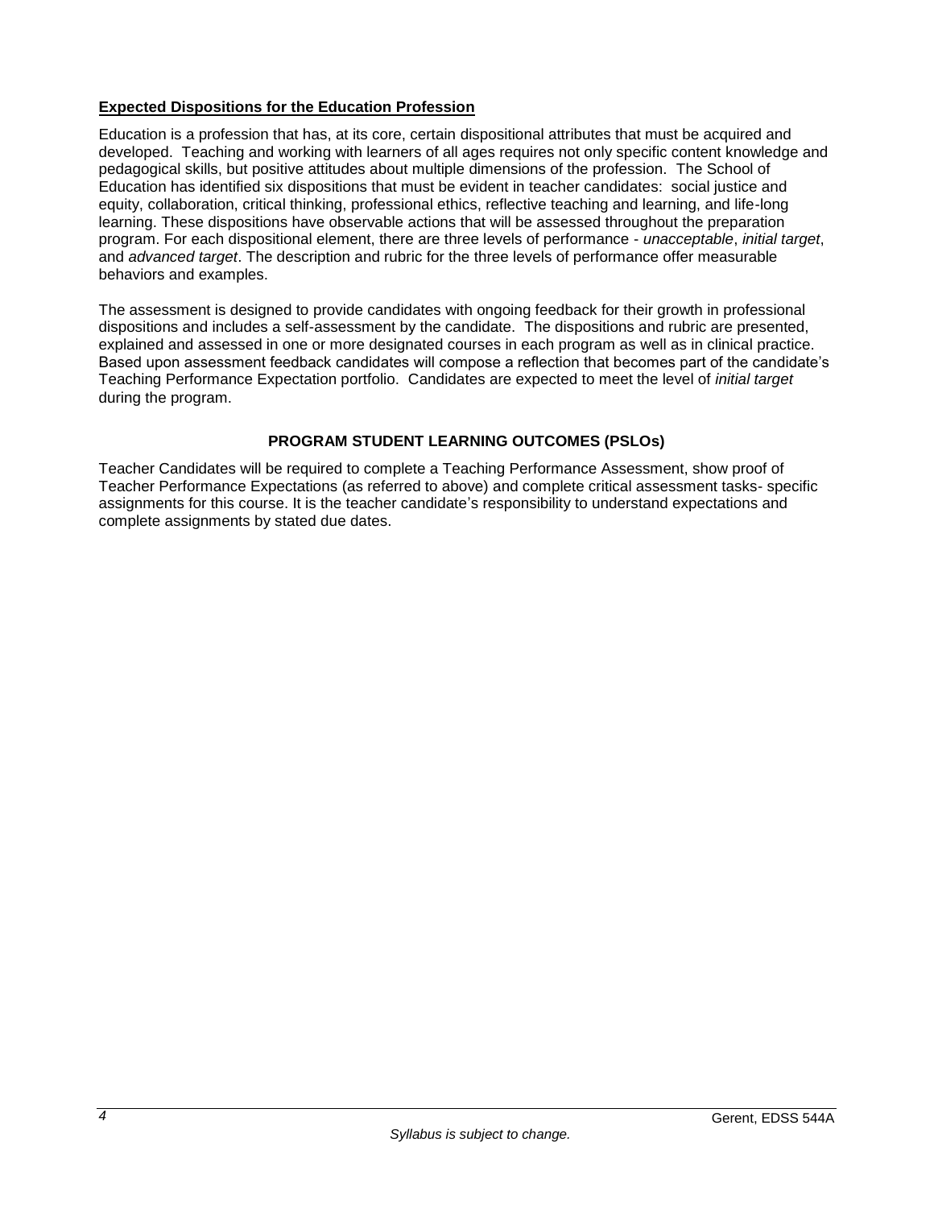**Expected Dispositions for the Education Profession**

Education is a profession that has, at its core, certain dispositional attributes that must be acquired and developed. Teaching and working with learners of all ages requires not only specific content knowledge and pedagogical skills, but positive attitudes about multiple dimensions of the profession. The School of Education has identified six dispositions that must be evident in teacher candidates: social justice and equity, collaboration, critical thinking, professional ethics, reflective teaching and learning, and life-long learning. These dispositions have observable actions that will be assessed throughout the preparation program. For each dispositional element, there are three levels of performance - *unacceptable*, *initial target*, and *advanced target*. The description and rubric for the three levels of performance offer measurable behaviors and examples.

The assessment is designed to provide candidates with ongoing feedback for their growth in professional dispositions and includes a self-assessment by the candidate. The dispositions and rubric are presented, explained and assessed in one or more designated courses in each program as well as in clinical practice. Based upon assessment feedback candidates will compose a reflection that becomes part of the candidate's Teaching Performance Expectation portfolio. Candidates are expected to meet the level of *initial target* during the program.

## PROGRAM STUDENT LEARNING OUTCOMES (PSLOs)

Teacher Candidates will be required to complete a Teaching Performance Assessment, show proof of Teacher Performance Expectations (as referred to above) and complete critical assessment tasks- specific assignments for this course. It is the teacher candidate's responsibility to understand expectations and complete assignments by stated due dates.

*Syllabus is subject to change.*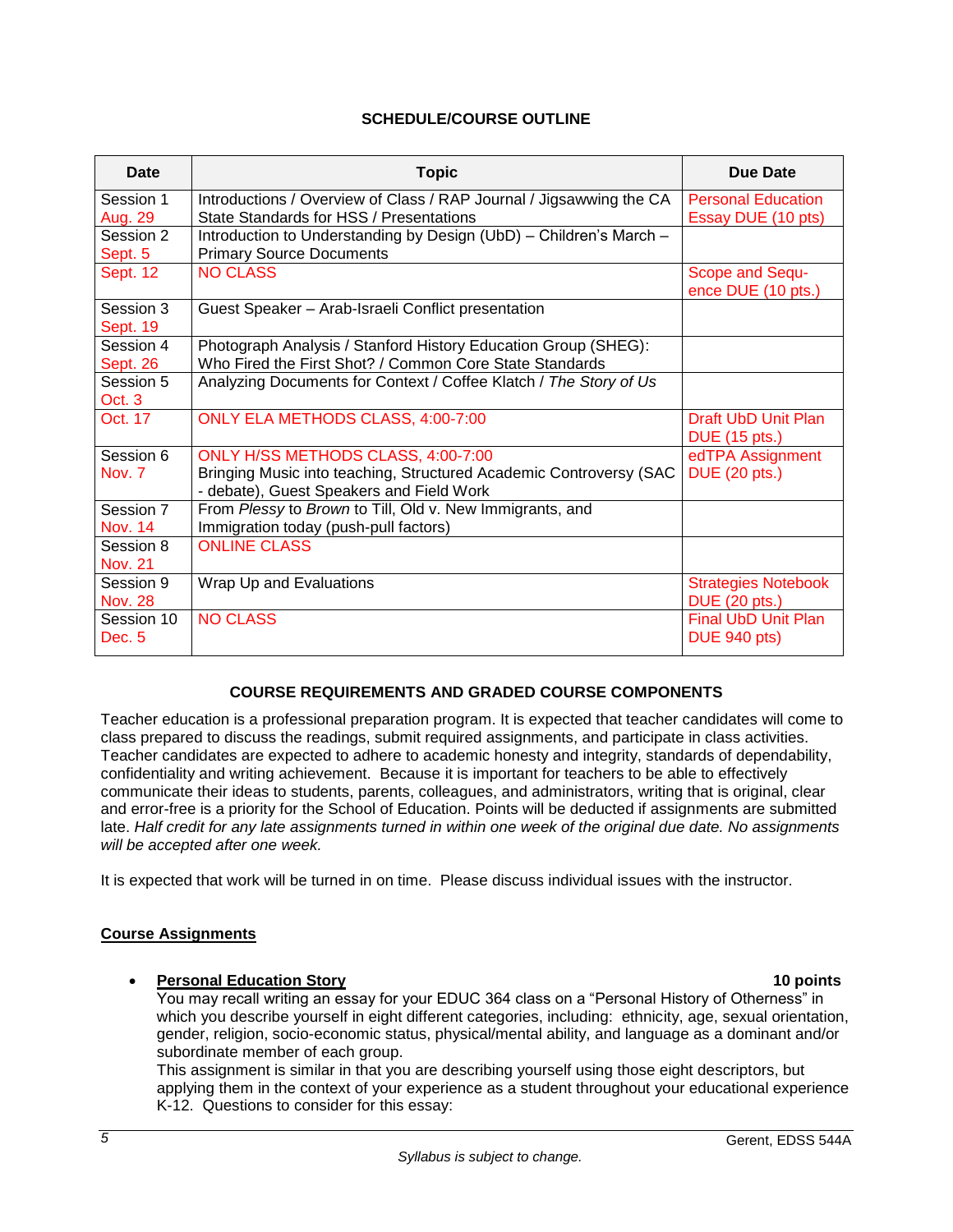## SCHEDULE/COURSE OUTLINE

| Date | Topic | Due Date |
|---|---|---|
| Session 1 Aug. 29 | Introductions / Overview of Class / RAP Journal / Jigsawwing the CA State Standards for HSS / Presentations | Personal Education Essay DUE (10 pts) |
| Session 2 Sept. 5 | Introduction to Understanding by Design (UbD) – Children's March – Primary Source Documents | |
| Sept. 12 | NO CLASS | Scope and Sequence DUE (10 pts.) |
| Session 3 Sept. 19 | Guest Speaker – Arab-Israeli Conflict presentation | |
| Session 4 Sept. 26 | Photograph Analysis / Stanford History Education Group (SHEG): Who Fired the First Shot? / Common Core State Standards | |
| Session 5 Oct. 3 | Analyzing Documents for Context / Coffee Klatch / *The Story of Us* | |
| Oct. 17 | ONLY ELA METHODS CLASS, 4:00-7:00 | Draft UbD Unit Plan DUE (15 pts.) |
| Session 6 Nov. 7 | ONLY H/SS METHODS CLASS, 4:00-7:00 Bringing Music into teaching, Structured Academic Controversy (SAC - debate), Guest Speakers and Field Work | edTPA Assignment DUE (20 pts.) |
| Session 7 Nov. 14 | From *Plessy* to *Brown* to Till, Old v. New Immigrants, and Immigration today (push-pull factors) | |
| Session 8 Nov. 21 | ONLINE CLASS | |
| Session 9 Nov. 28 | Wrap Up and Evaluations | Strategies Notebook DUE (20 pts.) |
| Session 10 Dec. 5 | NO CLASS | Final UbD Unit Plan DUE 940 pts) |

## COURSE REQUIREMENTS AND GRADED COURSE COMPONENTS

Teacher education is a professional preparation program. It is expected that teacher candidates will come to class prepared to discuss the readings, submit required assignments, and participate in class activities. Teacher candidates are expected to adhere to academic honesty and integrity, standards of dependability, confidentiality and writing achievement. Because it is important for teachers to be able to effectively communicate their ideas to students, parents, colleagues, and administrators, writing that is original, clear and error-free is a priority for the School of Education. Points will be deducted if assignments are submitted late. *Half credit for any late assignments turned in within one week of the original due date. No assignments will be accepted after one week.*

It is expected that work will be turned in on time. Please discuss individual issues with the instructor.

### Course Assignments

- **Personal Education Story** **10 points**
  You may recall writing an essay for your EDUC 364 class on a "Personal History of Otherness" in which you describe yourself in eight different categories, including: ethnicity, age, sexual orientation, gender, religion, socio-economic status, physical/mental ability, and language as a dominant and/or subordinate member of each group.
  This assignment is similar in that you are describing yourself using those eight descriptors, but applying them in the context of your experience as a student throughout your educational experience K-12. Questions to consider for this essay: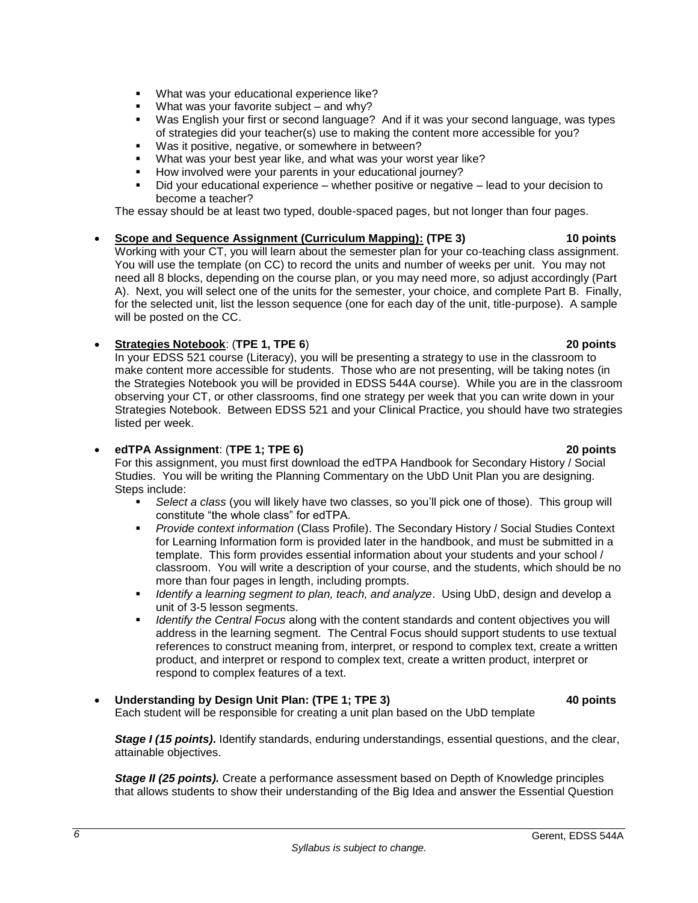- What was your educational experience like?
- What was your favorite subject – and why?
- Was English your first or second language? And if it was your second language, was types of strategies did your teacher(s) use to making the content more accessible for you?
- Was it positive, negative, or somewhere in between?
- What was your best year like, and what was your worst year like?
- How involved were your parents in your educational journey?
- Did your educational experience – whether positive or negative – lead to your decision to become a teacher?

The essay should be at least two typed, double-spaced pages, but not longer than four pages.

- **<u>Scope and Sequence Assignment (Curriculum Mapping):</u> (TPE 3)** **10 points**
  Working with your CT, you will learn about the semester plan for your co-teaching class assignment. You will use the template (on CC) to record the units and number of weeks per unit. You may not need all 8 blocks, depending on the course plan, or you may need more, so adjust accordingly (Part A). Next, you will select one of the units for the semester, your choice, and complete Part B. Finally, for the selected unit, list the lesson sequence (one for each day of the unit, title-purpose). A sample will be posted on the CC.

- **<u>Strategies Notebook</u>**: (**TPE 1, TPE 6**) **20 points**
  In your EDSS 521 course (Literacy), you will be presenting a strategy to use in the classroom to make content more accessible for students. Those who are not presenting, will be taking notes (in the Strategies Notebook you will be provided in EDSS 544A course). While you are in the classroom observing your CT, or other classrooms, find one strategy per week that you can write down in your Strategies Notebook. Between EDSS 521 and your Clinical Practice, you should have two strategies listed per week.

- **edTPA Assignment**: (**TPE 1; TPE 6)** **20 points**
  For this assignment, you must first download the edTPA Handbook for Secondary History / Social Studies. You will be writing the Planning Commentary on the UbD Unit Plan you are designing. Steps include:
  - *Select a class* (you will likely have two classes, so you'll pick one of those). This group will constitute "the whole class" for edTPA.
  - *Provide context information* (Class Profile). The Secondary History / Social Studies Context for Learning Information form is provided later in the handbook, and must be submitted in a template. This form provides essential information about your students and your school / classroom. You will write a description of your course, and the students, which should be no more than four pages in length, including prompts.
  - *Identify a learning segment to plan, teach, and analyze*. Using UbD, design and develop a unit of 3-5 lesson segments.
  - *Identify the Central Focus* along with the content standards and content objectives you will address in the learning segment. The Central Focus should support students to use textual references to construct meaning from, interpret, or respond to complex text, create a written product, and interpret or respond to complex text, create a written product, interpret or respond to complex features of a text.

- **Understanding by Design Unit Plan: (TPE 1; TPE 3)** **40 points**
  Each student will be responsible for creating a unit plan based on the UbD template

  ***Stage I (15 points)*.** Identify standards, enduring understandings, essential questions, and the clear, attainable objectives.

  ***Stage II (25 points).*** Create a performance assessment based on Depth of Knowledge principles that allows students to show their understanding of the Big Idea and answer the Essential Question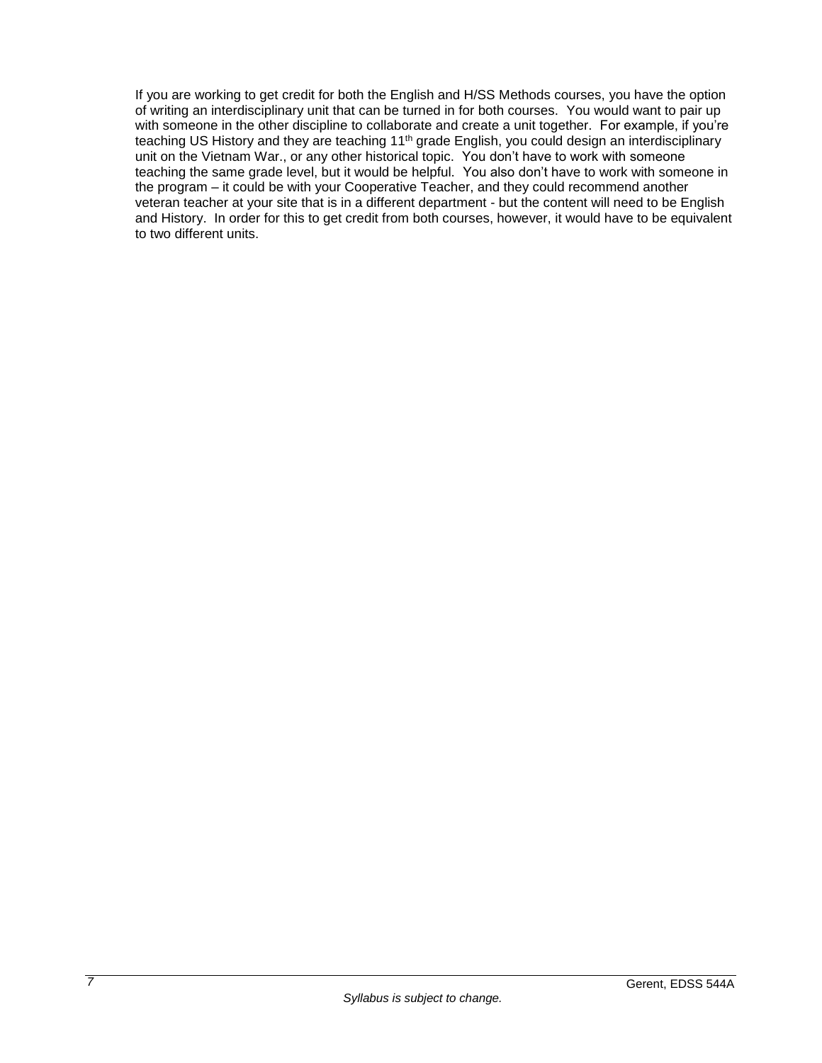If you are working to get credit for both the English and H/SS Methods courses, you have the option of writing an interdisciplinary unit that can be turned in for both courses. You would want to pair up with someone in the other discipline to collaborate and create a unit together. For example, if you're teaching US History and they are teaching 11th grade English, you could design an interdisciplinary unit on the Vietnam War., or any other historical topic. You don't have to work with someone teaching the same grade level, but it would be helpful. You also don't have to work with someone in the program – it could be with your Cooperative Teacher, and they could recommend another veteran teacher at your site that is in a different department - but the content will need to be English and History. In order for this to get credit from both courses, however, it would have to be equivalent to two different units.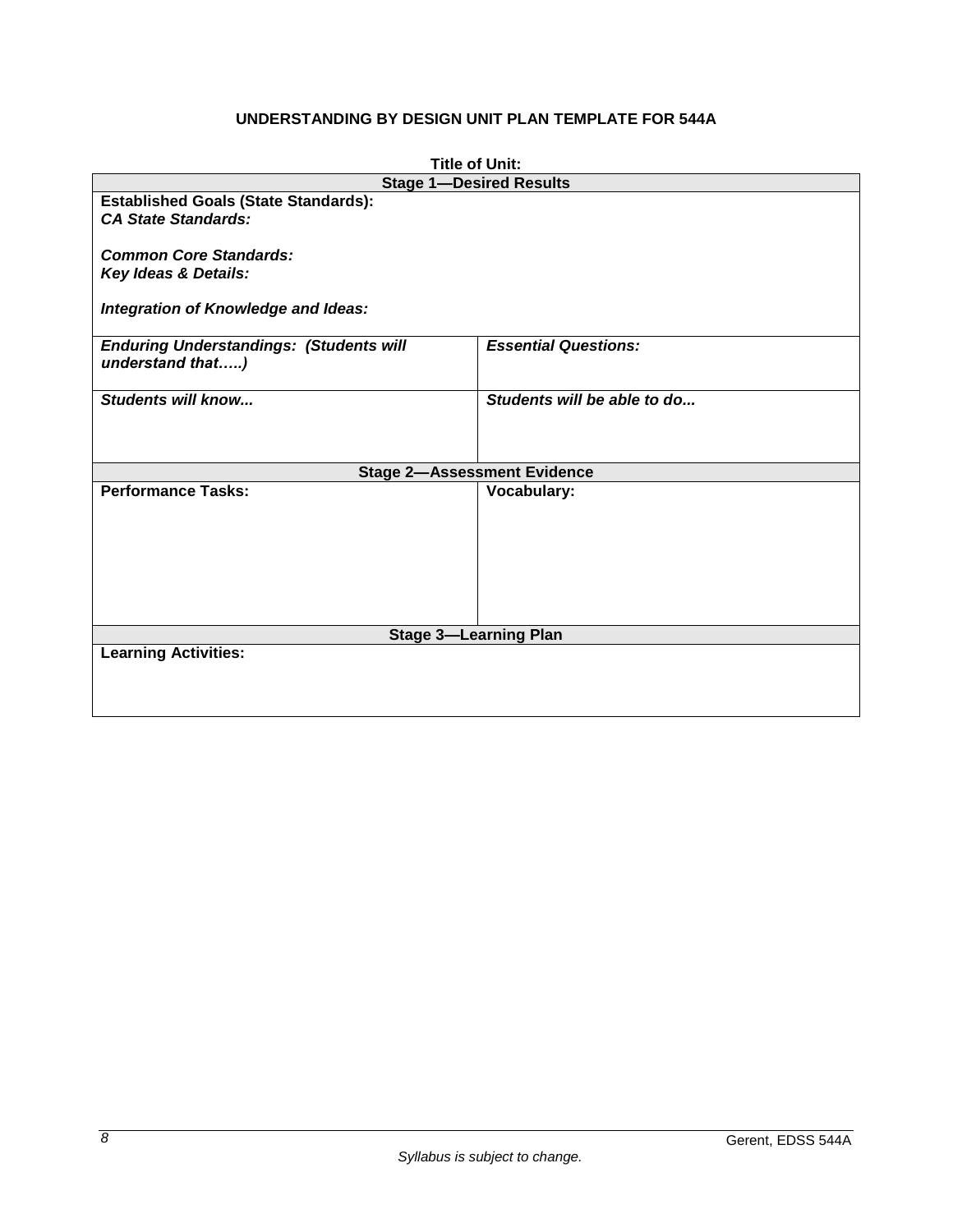## UNDERSTANDING BY DESIGN UNIT PLAN TEMPLATE FOR 544A

**Title of Unit:**

| **Stage 1—Desired Results** | |
|---|---|
| **Established Goals (State Standards):**<br>***CA State Standards:***<br><br>***Common Core Standards:***<br>***Key Ideas & Details:***<br><br>***Integration of Knowledge and Ideas:*** | |
| ***Enduring Understandings: (Students will understand that…..)*** | ***Essential Questions:*** |
| ***Students will know...*** | ***Students will be able to do...*** |
| **Stage 2—Assessment Evidence** | |
| **Performance Tasks:** | **Vocabulary:** |
| **Stage 3—Learning Plan** | |
| **Learning Activities:** | |

*Syllabus is subject to change.*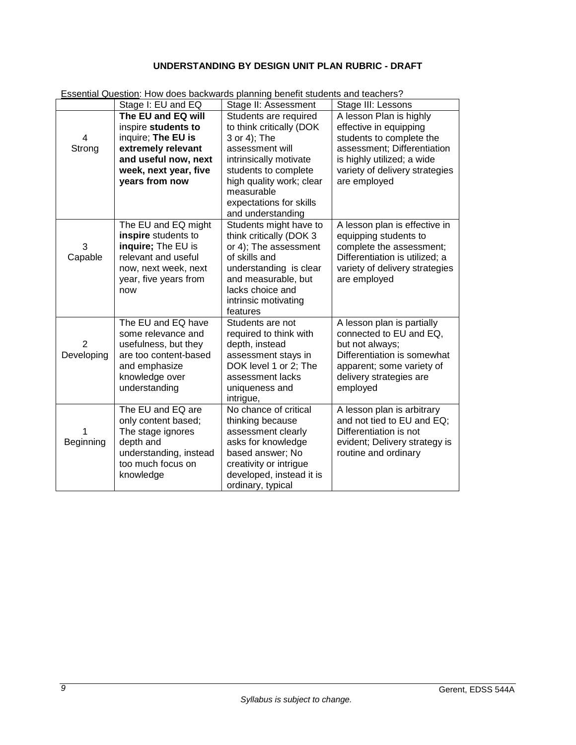**UNDERSTANDING BY DESIGN UNIT PLAN RUBRIC - DRAFT**

Essential Question: How does backwards planning benefit students and teachers?

| | Stage I: EU and EQ | Stage II: Assessment | Stage III: Lessons |
|---|---|---|---|
| 4 Strong | **The EU and EQ will** inspire **students to** inquire; **The EU is extremely relevant and useful now, next week, next year, five years from now** | Students are required to think critically (DOK 3 or 4); The assessment will intrinsically motivate students to complete high quality work; clear measurable expectations for skills and understanding | A lesson Plan is highly effective in equipping students to complete the assessment; Differentiation is highly utilized; a wide variety of delivery strategies are employed |
| 3 Capable | The EU and EQ might **inspire** students to **inquire;** The EU is relevant and useful now, next week, next year, five years from now | Students might have to think critically (DOK 3 or 4); The assessment of skills and understanding is clear and measurable, but lacks choice and intrinsic motivating features | A lesson plan is effective in equipping students to complete the assessment; Differentiation is utilized; a variety of delivery strategies are employed |
| 2 Developing | The EU and EQ have some relevance and usefulness, but they are too content-based and emphasize knowledge over understanding | Students are not required to think with depth, instead assessment stays in DOK level 1 or 2; The assessment lacks uniqueness and intrigue, | A lesson plan is partially connected to EU and EQ, but not always; Differentiation is somewhat apparent; some variety of delivery strategies are employed |
| 1 Beginning | The EU and EQ are only content based; The stage ignores depth and understanding, instead too much focus on knowledge | No chance of critical thinking because assessment clearly asks for knowledge based answer; No creativity or intrigue developed, instead it is ordinary, typical | A lesson plan is arbitrary and not tied to EU and EQ; Differentiation is not evident; Delivery strategy is routine and ordinary |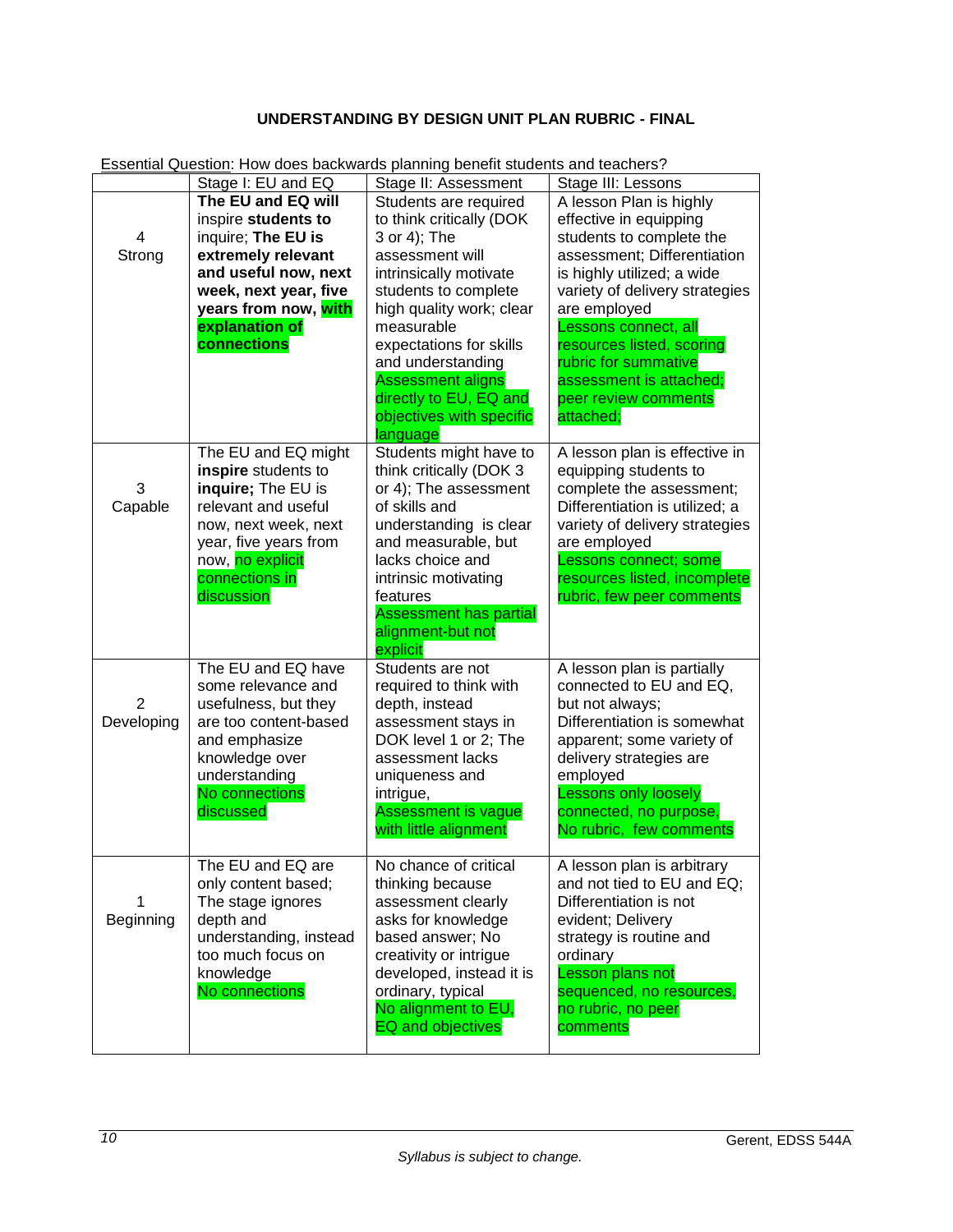## UNDERSTANDING BY DESIGN UNIT PLAN RUBRIC - FINAL

Essential Question: How does backwards planning benefit students and teachers?

| | Stage I: EU and EQ | Stage II: Assessment | Stage III: Lessons |
|---|---|---|---|
| 4 Strong | **The EU and EQ will** inspire **students to** inquire; **The EU is extremely relevant and useful now, next week, next year, five years from now, with explanation of connections** | Students are required to think critically (DOK 3 or 4); The assessment will intrinsically motivate students to complete high quality work; clear measurable expectations for skills and understanding Assessment aligns directly to EU, EQ and objectives with specific language | A lesson Plan is highly effective in equipping students to complete the assessment; Differentiation is highly utilized; a wide variety of delivery strategies are employed Lessons connect, all resources listed, scoring rubric for summative assessment is attached; peer review comments attached; |
| 3 Capable | The EU and EQ might **inspire** students to **inquire;** The EU is relevant and useful now, next week, next year, five years from now, no explicit connections in discussion | Students might have to think critically (DOK 3 or 4); The assessment of skills and understanding is clear and measurable, but lacks choice and intrinsic motivating features Assessment has partial alignment-but not explicit | A lesson plan is effective in equipping students to complete the assessment; Differentiation is utilized; a variety of delivery strategies are employed Lessons connect; some resources listed, incomplete rubric, few peer comments |
| 2 Developing | The EU and EQ have some relevance and usefulness, but they are too content-based and emphasize knowledge over understanding No connections discussed | Students are not required to think with depth, instead assessment stays in DOK level 1 or 2; The assessment lacks uniqueness and intrigue, Assessment is vague with little alignment | A lesson plan is partially connected to EU and EQ, but not always; Differentiation is somewhat apparent; some variety of delivery strategies are employed Lessons only loosely connected, no purpose, No rubric, few comments |
| 1 Beginning | The EU and EQ are only content based; The stage ignores depth and understanding, instead too much focus on knowledge No connections | No chance of critical thinking because assessment clearly asks for knowledge based answer; No creativity or intrigue developed, instead it is ordinary, typical No alignment to EU, EQ and objectives | A lesson plan is arbitrary and not tied to EU and EQ; Differentiation is not evident; Delivery strategy is routine and ordinary Lesson plans not sequenced, no resources, no rubric, no peer comments |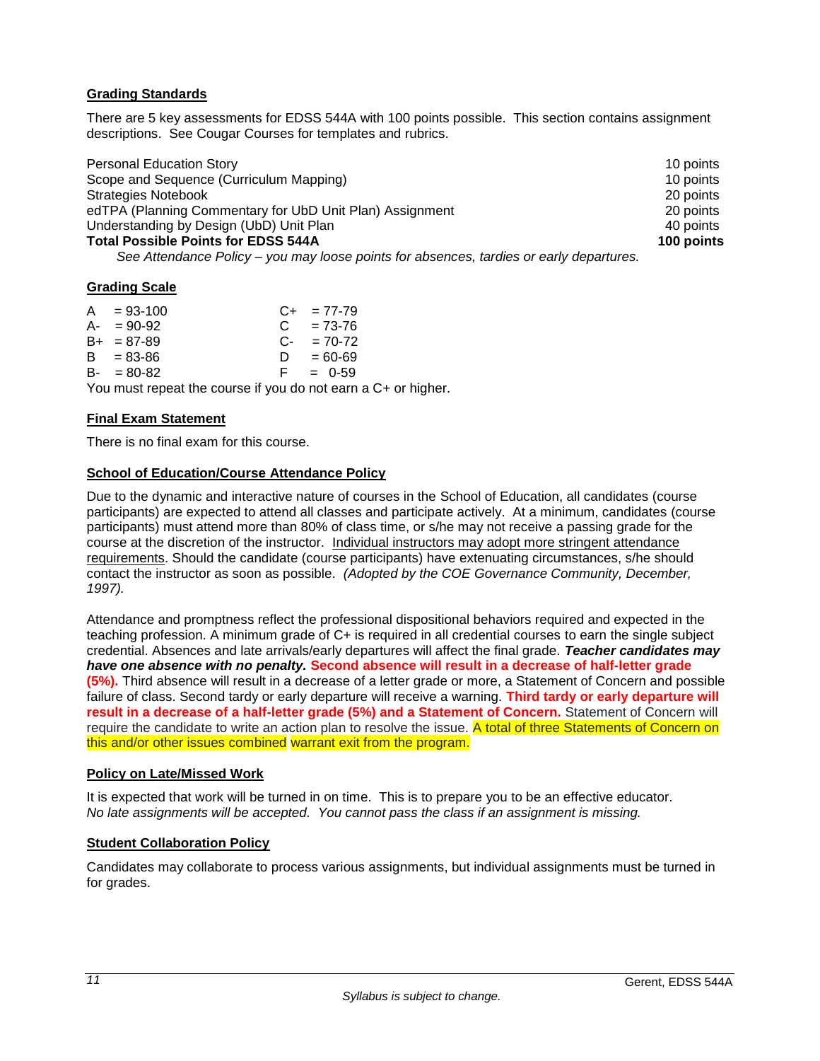## Grading Standards

There are 5 key assessments for EDSS 544A with 100 points possible. This section contains assignment descriptions. See Cougar Courses for templates and rubrics.

| Assignment | Points |
|---|---|
| Personal Education Story | 10 points |
| Scope and Sequence (Curriculum Mapping) | 10 points |
| Strategies Notebook | 20 points |
| edTPA (Planning Commentary for UbD Unit Plan) Assignment | 20 points |
| Understanding by Design (UbD) Unit Plan | 40 points |
| **Total Possible Points for EDSS 544A** | **100 points** |

*See Attendance Policy – you may loose points for absences, tardies or early departures.*

## Grading Scale

| | | | |
|---|---|---|---|
| A | = 93-100 | C+ | = 77-79 |
| A- | = 90-92 | C | = 73-76 |
| B+ | = 87-89 | C- | = 70-72 |
| B | = 83-86 | D | = 60-69 |
| B- | = 80-82 | F | = 0-59 |

You must repeat the course if you do not earn a C+ or higher.

## Final Exam Statement

There is no final exam for this course.

## School of Education/Course Attendance Policy

Due to the dynamic and interactive nature of courses in the School of Education, all candidates (course participants) are expected to attend all classes and participate actively. At a minimum, candidates (course participants) must attend more than 80% of class time, or s/he may not receive a passing grade for the course at the discretion of the instructor. Individual instructors may adopt more stringent attendance requirements. Should the candidate (course participants) have extenuating circumstances, s/he should contact the instructor as soon as possible. *(Adopted by the COE Governance Community, December, 1997).*

Attendance and promptness reflect the professional dispositional behaviors required and expected in the teaching profession. A minimum grade of C+ is required in all credential courses to earn the single subject credential. Absences and late arrivals/early departures will affect the final grade. ***Teacher candidates may have one absence with no penalty.*** **Second absence will result in a decrease of half-letter grade (5%).** Third absence will result in a decrease of a letter grade or more, a Statement of Concern and possible failure of class. Second tardy or early departure will receive a warning. **Third tardy or early departure will result in a decrease of a half-letter grade (5%) and a Statement of Concern.** Statement of Concern will require the candidate to write an action plan to resolve the issue. A total of three Statements of Concern on this and/or other issues combined warrant exit from the program.

## Policy on Late/Missed Work

It is expected that work will be turned in on time. This is to prepare you to be an effective educator. *No late assignments will be accepted. You cannot pass the class if an assignment is missing.*

## Student Collaboration Policy

Candidates may collaborate to process various assignments, but individual assignments must be turned in for grades.

*Syllabus is subject to change.*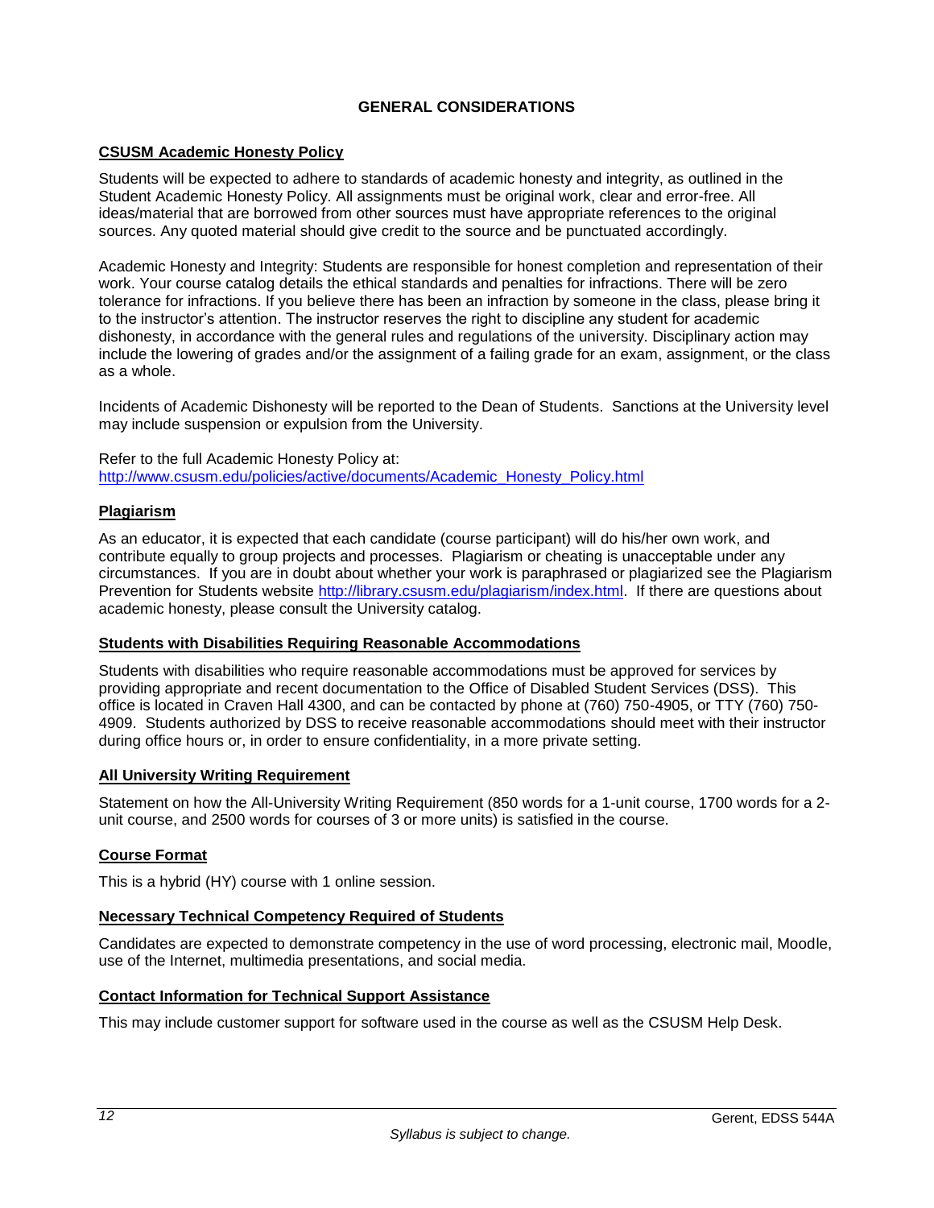# GENERAL CONSIDERATIONS

## CSUSM Academic Honesty Policy

Students will be expected to adhere to standards of academic honesty and integrity, as outlined in the Student Academic Honesty Policy. All assignments must be original work, clear and error-free. All ideas/material that are borrowed from other sources must have appropriate references to the original sources. Any quoted material should give credit to the source and be punctuated accordingly.

Academic Honesty and Integrity: Students are responsible for honest completion and representation of their work. Your course catalog details the ethical standards and penalties for infractions. There will be zero tolerance for infractions. If you believe there has been an infraction by someone in the class, please bring it to the instructor's attention. The instructor reserves the right to discipline any student for academic dishonesty, in accordance with the general rules and regulations of the university. Disciplinary action may include the lowering of grades and/or the assignment of a failing grade for an exam, assignment, or the class as a whole.

Incidents of Academic Dishonesty will be reported to the Dean of Students. Sanctions at the University level may include suspension or expulsion from the University.

Refer to the full Academic Honesty Policy at:
http://www.csusm.edu/policies/active/documents/Academic_Honesty_Policy.html

## Plagiarism

As an educator, it is expected that each candidate (course participant) will do his/her own work, and contribute equally to group projects and processes. Plagiarism or cheating is unacceptable under any circumstances. If you are in doubt about whether your work is paraphrased or plagiarized see the Plagiarism Prevention for Students website http://library.csusm.edu/plagiarism/index.html. If there are questions about academic honesty, please consult the University catalog.

## Students with Disabilities Requiring Reasonable Accommodations

Students with disabilities who require reasonable accommodations must be approved for services by providing appropriate and recent documentation to the Office of Disabled Student Services (DSS). This office is located in Craven Hall 4300, and can be contacted by phone at (760) 750-4905, or TTY (760) 750-4909. Students authorized by DSS to receive reasonable accommodations should meet with their instructor during office hours or, in order to ensure confidentiality, in a more private setting.

## All University Writing Requirement

Statement on how the All-University Writing Requirement (850 words for a 1-unit course, 1700 words for a 2-unit course, and 2500 words for courses of 3 or more units) is satisfied in the course.

## Course Format

This is a hybrid (HY) course with 1 online session.

## Necessary Technical Competency Required of Students

Candidates are expected to demonstrate competency in the use of word processing, electronic mail, Moodle, use of the Internet, multimedia presentations, and social media.

## Contact Information for Technical Support Assistance

This may include customer support for software used in the course as well as the CSUSM Help Desk.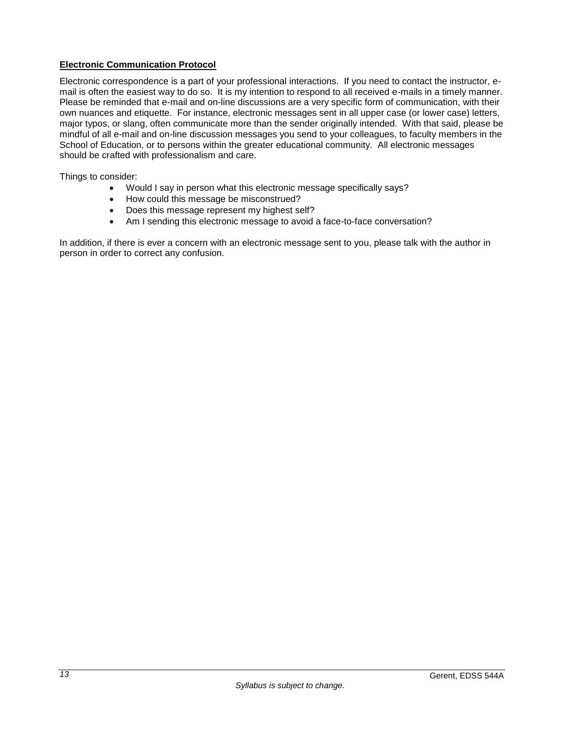**Electronic Communication Protocol**

Electronic correspondence is a part of your professional interactions. If you need to contact the instructor, e-mail is often the easiest way to do so. It is my intention to respond to all received e-mails in a timely manner. Please be reminded that e-mail and on-line discussions are a very specific form of communication, with their own nuances and etiquette. For instance, electronic messages sent in all upper case (or lower case) letters, major typos, or slang, often communicate more than the sender originally intended. With that said, please be mindful of all e-mail and on-line discussion messages you send to your colleagues, to faculty members in the School of Education, or to persons within the greater educational community. All electronic messages should be crafted with professionalism and care.

Things to consider:

- Would I say in person what this electronic message specifically says?
- How could this message be misconstrued?
- Does this message represent my highest self?
- Am I sending this electronic message to avoid a face-to-face conversation?

In addition, if there is ever a concern with an electronic message sent to you, please talk with the author in person in order to correct any confusion.